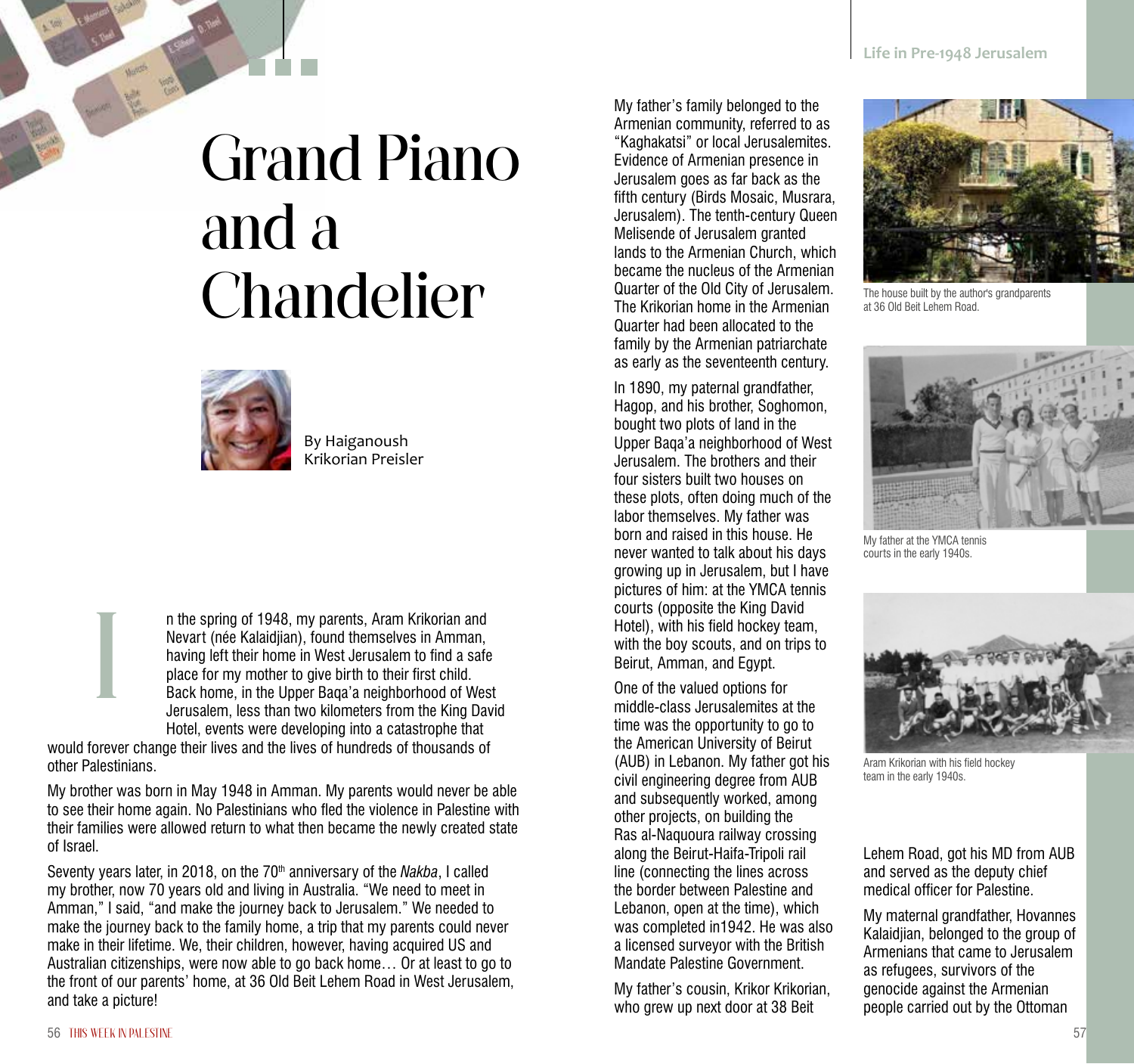# Grand Piano and a Chandelier

By Haiganoush Krikorian Preisler

In the spring of 1948, my parents, Aram Krikorian and Nevart (née Kalaidjian), found themselves in Amman, having left their home in West Jerusalem to find a safe place for my mother to give birth to their first child. Back home, in the Upper Baqa'a neighborhood of West Jerusalem, less than two kilometers from the King David Hotel, events were developing into a catastrophe that would forever change their lives and the lives of hundreds of thousands of other Palestinians.

My brother was born in May 1948 in Amman. My parents would never be able to see their home again. No Palestinians who fled the violence in Palestine with their families were allowed return to what then became the newly created state of Israel.

Seventy years later, in 2018, on the 70th anniversary of the *Nakba*, I called my brother, now 70 years old and living in Australia. "We need to meet in Amman," I said, "and make the journey back to Jerusalem." We needed to make the journey back to the family home, a trip that my parents could never make in their lifetime. We, their children, however, having acquired US and Australian citizenships, were now able to go back home… Or at least to go to the front of our parents' home, at 36 Old Beit Lehem Road in West Jerusalem, and take a picture!

My father's family belonged to the Armenian community, referred to as "Kaghakatsi" or local Jerusalemites. Evidence of Armenian presence in Jerusalem goes as far back as the fifth century (Birds Mosaic, Musrara, Jerusalem). The tenth-century Queen Melisende of Jerusalem granted lands to the Armenian Church, which became the nucleus of the Armenian Quarter of the Old City of Jerusalem. The Krikorian home in the Armenian Quarter had been allocated to the family by the Armenian patriarchate as early as the seventeenth century.

In 1890, my paternal grandfather, Hagop, and his brother, Soghomon, bought two plots of land in the Upper Baqa'a neighborhood of West Jerusalem. The brothers and their four sisters built two houses on these plots, often doing much of the labor themselves. My father was born and raised in this house. He never wanted to talk about his days growing up in Jerusalem, but I have pictures of him: at the YMCA tennis courts (opposite the King David Hotel), with his field hockey team, with the boy scouts, and on trips to Beirut, Amman, and Egypt.

One of the valued options for middle-class Jerusalemites at the time was the opportunity to go to the American University of Beirut (AUB) in Lebanon. My father got his civil engineering degree from AUB and subsequently worked, among other projects, on building the Ras al-Naquoura railway crossing along the Beirut-Haifa-Tripoli rail line (connecting the lines across the border between Palestine and Lebanon, open at the time), which was completed in1942. He was also a licensed surveyor with the British Mandate Palestine Government.

My father's cousin, Krikor Krikorian, who grew up next door at 38 Beit Lehem Road, got his MD from AUB and served as the deputy chief medical officer for Palestine.

My maternal grandfather, Hovannes Kalaidjian, belonged to the group of Armenians that came to Jerusalem as refugees, survivors of the genocide against the Armenian people carried out by the Ottoman

The house built by the author's grandparents at 36 Old Beit Lehem Road.

My father at the YMCA tennis courts in the early 1940s.

Aram Krikorian with his field hockey team in the early 1940s.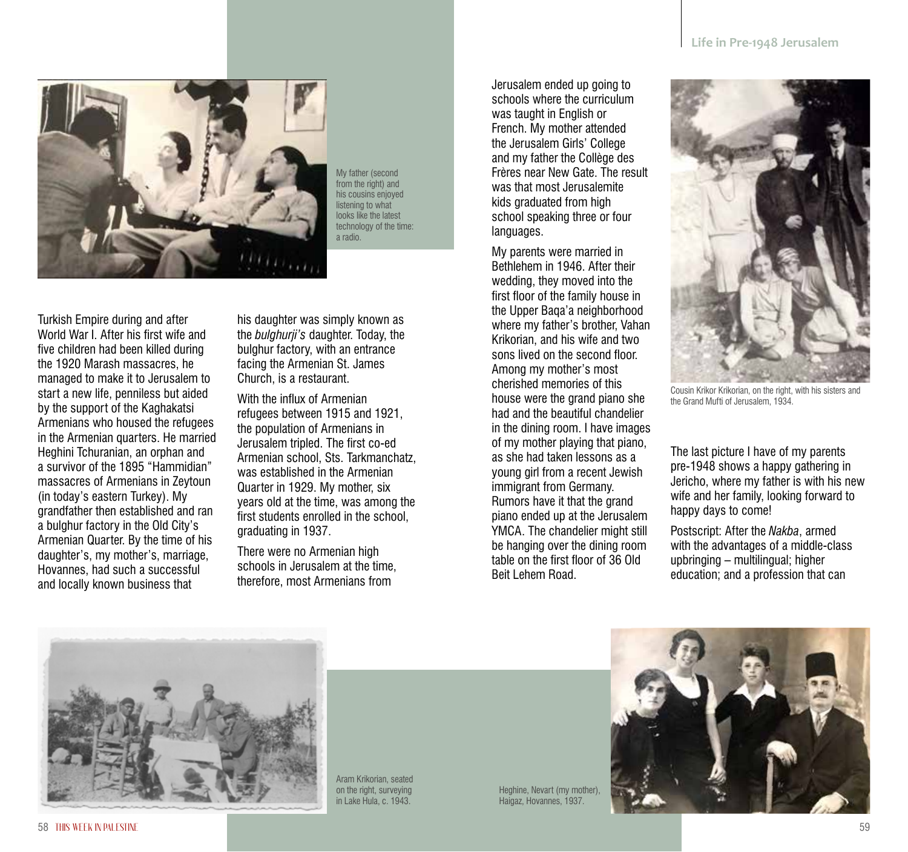My father (second from the right) and his cousins enjoyed listening to what looks like the latest technology of the time: a radio.

Turkish Empire during and after World War I. After his first wife and five children had been killed during the 1920 Marash massacres, he managed to make it to Jerusalem to start a new life, penniless but aided by the support of the Kaghakatsi Armenians who housed the refugees in the Armenian quarters. He married Heghini Tchuranian, an orphan and a survivor of the 1895 "Hammidian" massacres of Armenians in Zeytoun (in today's eastern Turkey). My grandfather then established and ran a bulghur factory in the Old City's Armenian Quarter. By the time of his daughter's, my mother's, marriage, Hovannes, had such a successful and locally known business that his daughter was simply known as the *bulghurji's* daughter. Today, the bulghur factory, with an entrance facing the Armenian St. James Church, is a restaurant.

With the influx of Armenian refugees between 1915 and 1921, the population of Armenians in Jerusalem tripled. The first co-ed Armenian school, Sts. Tarkmanchatz, was established in the Armenian Quarter in 1929. My mother, six years old at the time, was among the first students enrolled in the school, graduating in 1937.

There were no Armenian high schools in Jerusalem at the time, therefore, most Armenians from Jerusalem ended up going to schools where the curriculum was taught in English or French. My mother attended the Jerusalem Girls' College and my father the Collège des Frères near New Gate. The result was that most Jerusalemite kids graduated from high school speaking three or four languages.

My parents were married in Bethlehem in 1946. After their wedding, they moved into the first floor of the family house in the Upper Baqa'a neighborhood where my father's brother, Vahan Krikorian, and his wife and two sons lived on the second floor. Among my mother's most cherished memories of this house were the grand piano she had and the beautiful chandelier in the dining room. I have images of my mother playing that piano, as she had taken lessons as a young girl from a recent Jewish immigrant from Germany. Rumors have it that the grand piano ended up at the Jerusalem YMCA. The chandelier might still be hanging over the dining room table on the first floor of 36 Old Beit Lehem Road.

Cousin Krikor Krikorian, on the right, with his sisters and the Grand Mufti of Jerusalem, 1934.

The last picture I have of my parents pre-1948 shows a happy gathering in Jericho, where my father is with his new wife and her family, looking forward to happy days to come!

Postscript: After the *Nakba*, armed with the advantages of a middle-class upbringing – multilingual; higher education; and a profession that can

Aram Krikorian, seated on the right, surveying in Lake Hula, c. 1943.

Heghine, Nevart (my mother), Haigaz, Hovannes, 1937.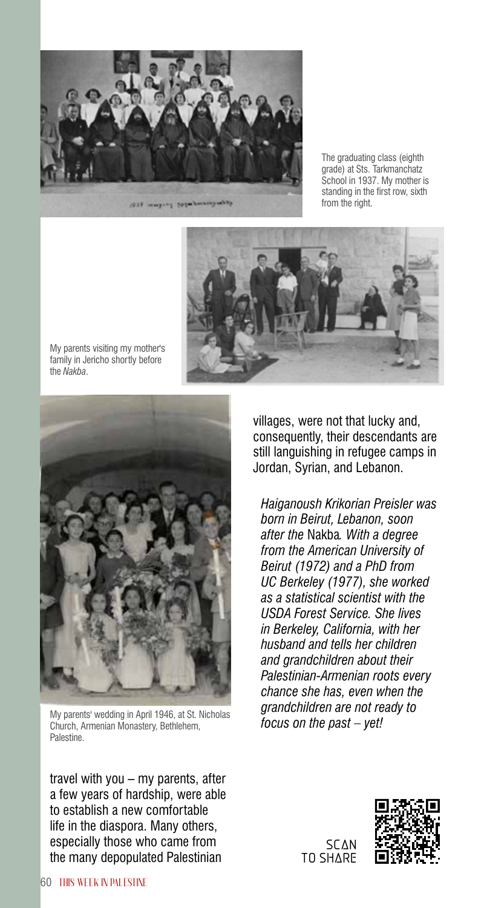The graduating class (eighth grade) at Sts. Tarkmanchatz School in 1937. My mother is standing in the first row, sixth from the right.

My parents visiting my mother's family in Jericho shortly before the *Nakba*.

My parents' wedding in April 1946, at St. Nicholas Church, Armenian Monastery, Bethlehem, Palestine.

travel with you – my parents, after a few years of hardship, were able to establish a new comfortable life in the diaspora. Many others, especially those who came from the many depopulated Palestinian villages, were not that lucky and, consequently, their descendants are still languishing in refugee camps in Jordan, Syrian, and Lebanon.

*Haiganoush Krikorian Preisler was born in Beirut, Lebanon, soon after the* Nakba*. With a degree from the American University of Beirut (1972) and a PhD from UC Berkeley (1977), she worked as a statistical scientist with the USDA Forest Service. She lives in Berkeley, California, with her husband and tells her children and grandchildren about their Palestinian-Armenian roots every chance she has, even when the grandchildren are not ready to focus on the past – yet!*

SCAN TO SHARE